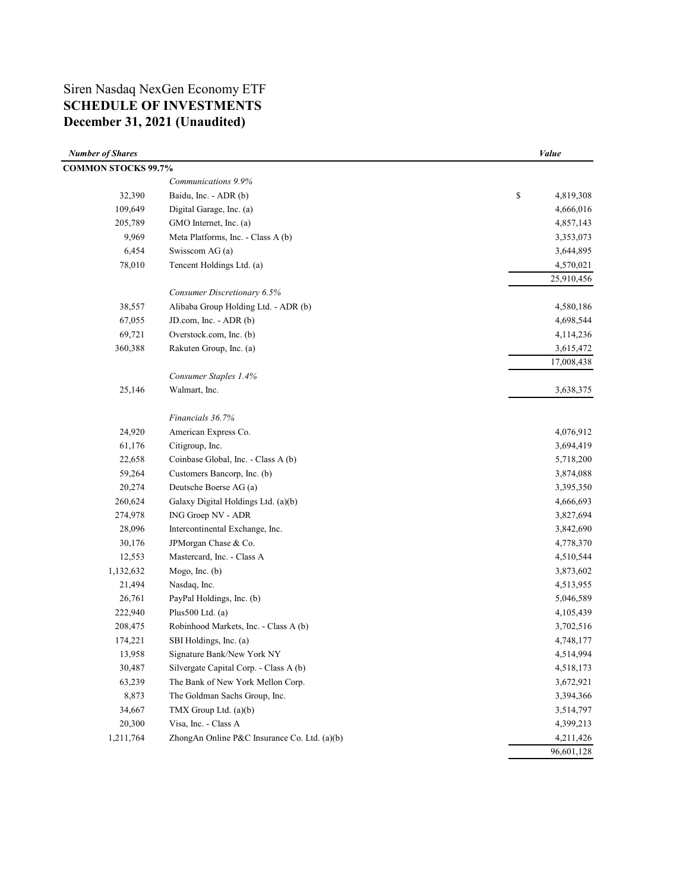# Siren Nasdaq NexGen Economy ETF
## SCHEDULE OF INVESTMENTS
## December 31, 2021 (Unaudited)

| *Number of Shares* | | *Value* |
|---|---|---|
| **COMMON STOCKS 99.7%** | | |
| | *Communications 9.9%* | |
| 32,390 | Baidu, Inc. - ADR (b) | $ 4,819,308 |
| 109,649 | Digital Garage, Inc. (a) | 4,666,016 |
| 205,789 | GMO Internet, Inc. (a) | 4,857,143 |
| 9,969 | Meta Platforms, Inc. - Class A (b) | 3,353,073 |
| 6,454 | Swisscom AG (a) | 3,644,895 |
| 78,010 | Tencent Holdings Ltd. (a) | 4,570,021 |
| | | 25,910,456 |
| | *Consumer Discretionary 6.5%* | |
| 38,557 | Alibaba Group Holding Ltd. - ADR (b) | 4,580,186 |
| 67,055 | JD.com, Inc. - ADR (b) | 4,698,544 |
| 69,721 | Overstock.com, Inc. (b) | 4,114,236 |
| 360,388 | Rakuten Group, Inc. (a) | 3,615,472 |
| | | 17,008,438 |
| | *Consumer Staples 1.4%* | |
| 25,146 | Walmart, Inc. | 3,638,375 |
| | *Financials 36.7%* | |
| 24,920 | American Express Co. | 4,076,912 |
| 61,176 | Citigroup, Inc. | 3,694,419 |
| 22,658 | Coinbase Global, Inc. - Class A (b) | 5,718,200 |
| 59,264 | Customers Bancorp, Inc. (b) | 3,874,088 |
| 20,274 | Deutsche Boerse AG (a) | 3,395,350 |
| 260,624 | Galaxy Digital Holdings Ltd. (a)(b) | 4,666,693 |
| 274,978 | ING Groep NV - ADR | 3,827,694 |
| 28,096 | Intercontinental Exchange, Inc. | 3,842,690 |
| 30,176 | JPMorgan Chase & Co. | 4,778,370 |
| 12,553 | Mastercard, Inc. - Class A | 4,510,544 |
| 1,132,632 | Mogo, Inc. (b) | 3,873,602 |
| 21,494 | Nasdaq, Inc. | 4,513,955 |
| 26,761 | PayPal Holdings, Inc. (b) | 5,046,589 |
| 222,940 | Plus500 Ltd. (a) | 4,105,439 |
| 208,475 | Robinhood Markets, Inc. - Class A (b) | 3,702,516 |
| 174,221 | SBI Holdings, Inc. (a) | 4,748,177 |
| 13,958 | Signature Bank/New York NY | 4,514,994 |
| 30,487 | Silvergate Capital Corp. - Class A (b) | 4,518,173 |
| 63,239 | The Bank of New York Mellon Corp. | 3,672,921 |
| 8,873 | The Goldman Sachs Group, Inc. | 3,394,366 |
| 34,667 | TMX Group Ltd. (a)(b) | 3,514,797 |
| 20,300 | Visa, Inc. - Class A | 4,399,213 |
| 1,211,764 | ZhongAn Online P&C Insurance Co. Ltd. (a)(b) | 4,211,426 |
| | | 96,601,128 |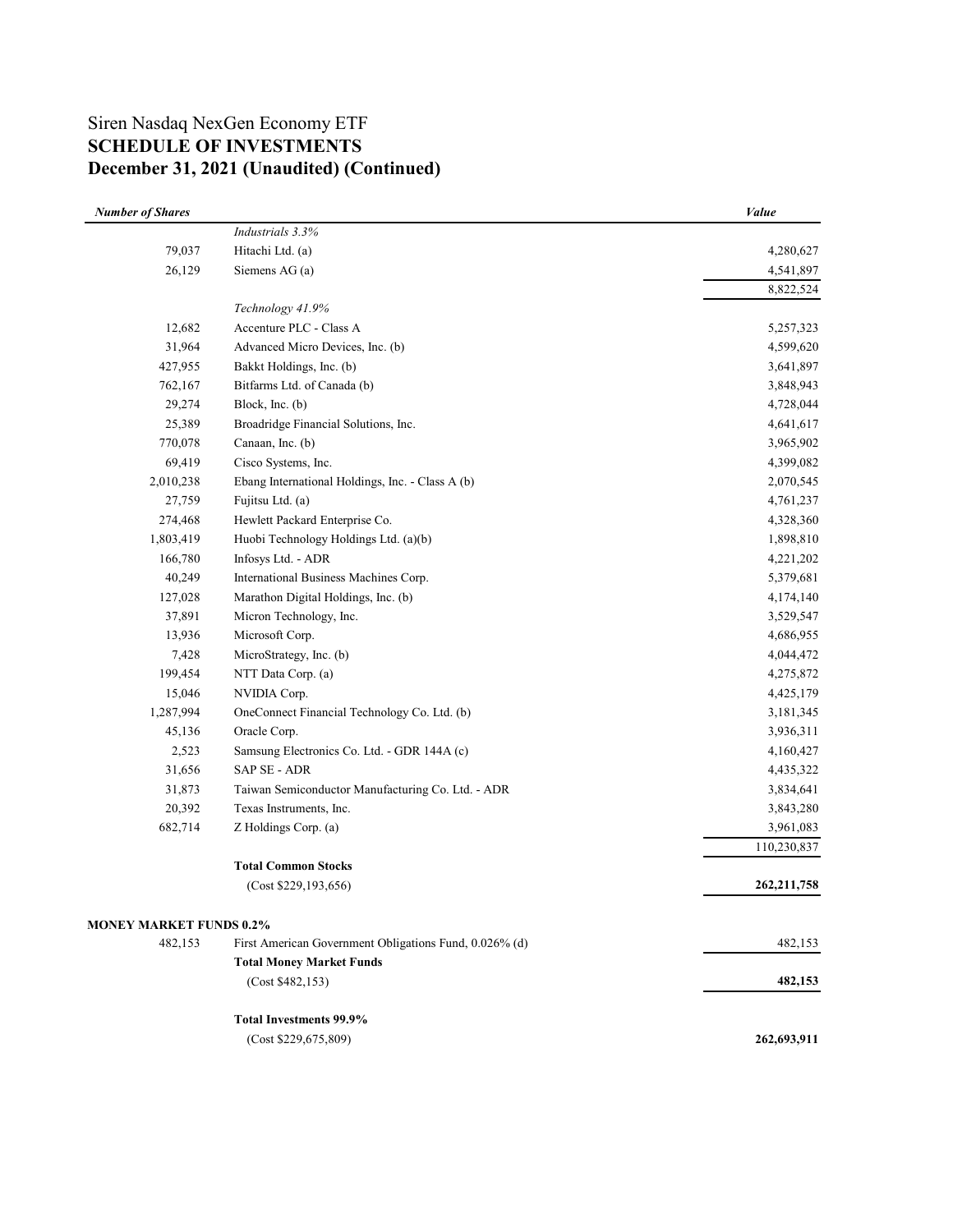# Siren Nasdaq NexGen Economy ETF
## SCHEDULE OF INVESTMENTS
## December 31, 2021 (Unaudited) (Continued)

| ***Number of Shares*** | | ***Value*** |
|---|---|---|
| | *Industrials 3.3%* | |
| 79,037 | Hitachi Ltd. (a) | 4,280,627 |
| 26,129 | Siemens AG (a) | 4,541,897 |
| | | 8,822,524 |
| | *Technology 41.9%* | |
| 12,682 | Accenture PLC - Class A | 5,257,323 |
| 31,964 | Advanced Micro Devices, Inc. (b) | 4,599,620 |
| 427,955 | Bakkt Holdings, Inc. (b) | 3,641,897 |
| 762,167 | Bitfarms Ltd. of Canada (b) | 3,848,943 |
| 29,274 | Block, Inc. (b) | 4,728,044 |
| 25,389 | Broadridge Financial Solutions, Inc. | 4,641,617 |
| 770,078 | Canaan, Inc. (b) | 3,965,902 |
| 69,419 | Cisco Systems, Inc. | 4,399,082 |
| 2,010,238 | Ebang International Holdings, Inc. - Class A (b) | 2,070,545 |
| 27,759 | Fujitsu Ltd. (a) | 4,761,237 |
| 274,468 | Hewlett Packard Enterprise Co. | 4,328,360 |
| 1,803,419 | Huobi Technology Holdings Ltd. (a)(b) | 1,898,810 |
| 166,780 | Infosys Ltd. - ADR | 4,221,202 |
| 40,249 | International Business Machines Corp. | 5,379,681 |
| 127,028 | Marathon Digital Holdings, Inc. (b) | 4,174,140 |
| 37,891 | Micron Technology, Inc. | 3,529,547 |
| 13,936 | Microsoft Corp. | 4,686,955 |
| 7,428 | MicroStrategy, Inc. (b) | 4,044,472 |
| 199,454 | NTT Data Corp. (a) | 4,275,872 |
| 15,046 | NVIDIA Corp. | 4,425,179 |
| 1,287,994 | OneConnect Financial Technology Co. Ltd. (b) | 3,181,345 |
| 45,136 | Oracle Corp. | 3,936,311 |
| 2,523 | Samsung Electronics Co. Ltd. - GDR 144A (c) | 4,160,427 |
| 31,656 | SAP SE - ADR | 4,435,322 |
| 31,873 | Taiwan Semiconductor Manufacturing Co. Ltd. - ADR | 3,834,641 |
| 20,392 | Texas Instruments, Inc. | 3,843,280 |
| 682,714 | Z Holdings Corp. (a) | 3,961,083 |
| | | 110,230,837 |
| | **Total Common Stocks** | |
| | (Cost $229,193,656) | **262,211,758** |
| **MONEY MARKET FUNDS 0.2%** | | |
| 482,153 | First American Government Obligations Fund, 0.026% (d) | 482,153 |
| | **Total Money Market Funds** | |
| | (Cost $482,153) | **482,153** |
| | **Total Investments 99.9%** | |
| | (Cost $229,675,809) | **262,693,911** |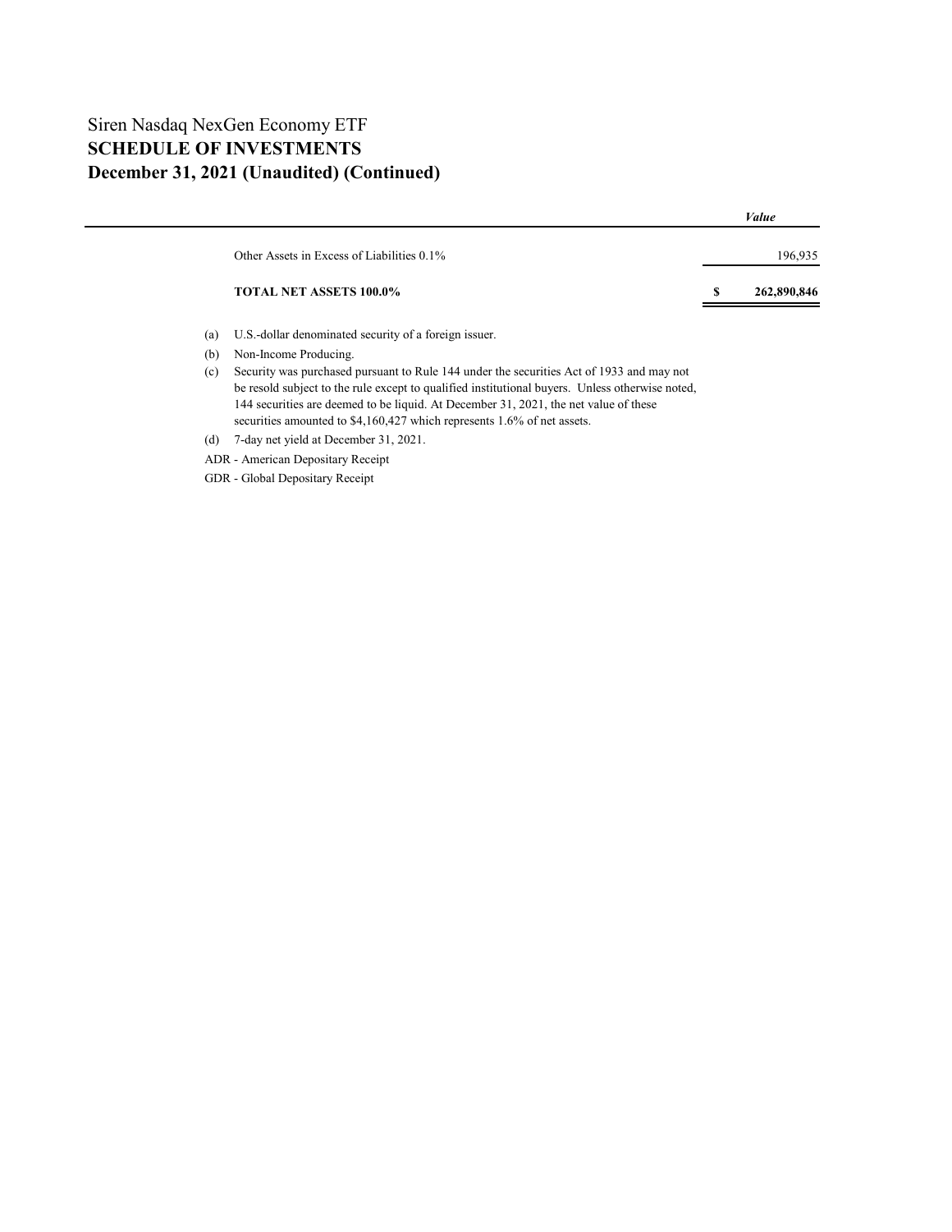# Siren Nasdaq NexGen Economy ETF

## SCHEDULE OF INVESTMENTS

## December 31, 2021 (Unaudited) (Continued)

| | | *Value* |
|---|---|---|
| Other Assets in Excess of Liabilities 0.1% | | 196,935 |
| **TOTAL NET ASSETS 100.0%** | **$** | **262,890,846** |

(a) U.S.-dollar denominated security of a foreign issuer.

(b) Non-Income Producing.

(c) Security was purchased pursuant to Rule 144 under the securities Act of 1933 and may not be resold subject to the rule except to qualified institutional buyers. Unless otherwise noted, 144 securities are deemed to be liquid. At December 31, 2021, the net value of these securities amounted to $4,160,427 which represents 1.6% of net assets.

(d) 7-day net yield at December 31, 2021.

ADR - American Depositary Receipt

GDR - Global Depositary Receipt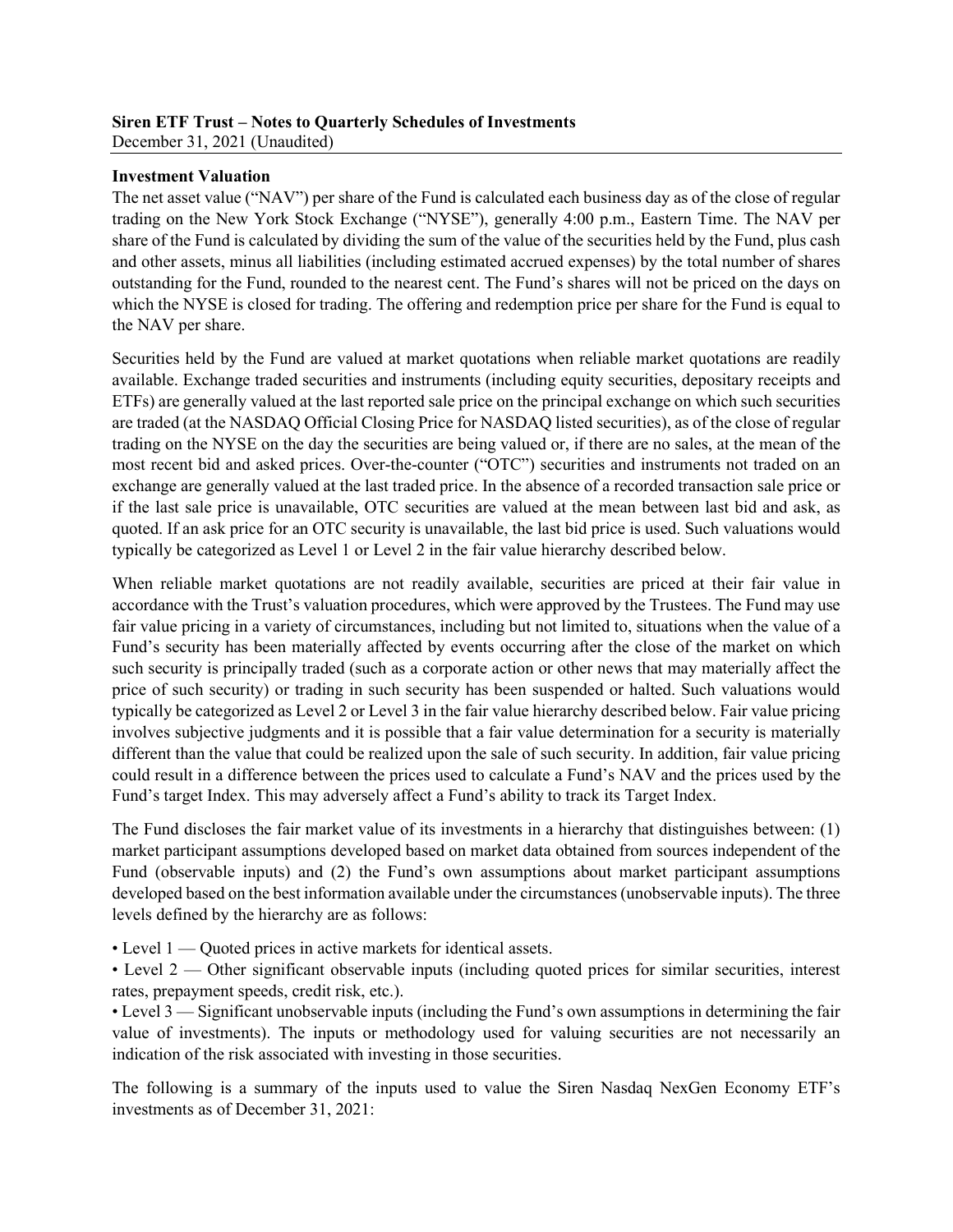**Siren ETF Trust – Notes to Quarterly Schedules of Investments**
December 31, 2021 (Unaudited)

**Investment Valuation**

The net asset value ("NAV") per share of the Fund is calculated each business day as of the close of regular trading on the New York Stock Exchange ("NYSE"), generally 4:00 p.m., Eastern Time. The NAV per share of the Fund is calculated by dividing the sum of the value of the securities held by the Fund, plus cash and other assets, minus all liabilities (including estimated accrued expenses) by the total number of shares outstanding for the Fund, rounded to the nearest cent. The Fund's shares will not be priced on the days on which the NYSE is closed for trading. The offering and redemption price per share for the Fund is equal to the NAV per share.

Securities held by the Fund are valued at market quotations when reliable market quotations are readily available. Exchange traded securities and instruments (including equity securities, depositary receipts and ETFs) are generally valued at the last reported sale price on the principal exchange on which such securities are traded (at the NASDAQ Official Closing Price for NASDAQ listed securities), as of the close of regular trading on the NYSE on the day the securities are being valued or, if there are no sales, at the mean of the most recent bid and asked prices. Over-the-counter ("OTC") securities and instruments not traded on an exchange are generally valued at the last traded price. In the absence of a recorded transaction sale price or if the last sale price is unavailable, OTC securities are valued at the mean between last bid and ask, as quoted. If an ask price for an OTC security is unavailable, the last bid price is used. Such valuations would typically be categorized as Level 1 or Level 2 in the fair value hierarchy described below.

When reliable market quotations are not readily available, securities are priced at their fair value in accordance with the Trust's valuation procedures, which were approved by the Trustees. The Fund may use fair value pricing in a variety of circumstances, including but not limited to, situations when the value of a Fund's security has been materially affected by events occurring after the close of the market on which such security is principally traded (such as a corporate action or other news that may materially affect the price of such security) or trading in such security has been suspended or halted. Such valuations would typically be categorized as Level 2 or Level 3 in the fair value hierarchy described below. Fair value pricing involves subjective judgments and it is possible that a fair value determination for a security is materially different than the value that could be realized upon the sale of such security. In addition, fair value pricing could result in a difference between the prices used to calculate a Fund's NAV and the prices used by the Fund's target Index. This may adversely affect a Fund's ability to track its Target Index.

The Fund discloses the fair market value of its investments in a hierarchy that distinguishes between: (1) market participant assumptions developed based on market data obtained from sources independent of the Fund (observable inputs) and (2) the Fund's own assumptions about market participant assumptions developed based on the best information available under the circumstances (unobservable inputs). The three levels defined by the hierarchy are as follows:

- Level 1 — Quoted prices in active markets for identical assets.
- Level 2 — Other significant observable inputs (including quoted prices for similar securities, interest rates, prepayment speeds, credit risk, etc.).
- Level 3 — Significant unobservable inputs (including the Fund's own assumptions in determining the fair value of investments). The inputs or methodology used for valuing securities are not necessarily an indication of the risk associated with investing in those securities.

The following is a summary of the inputs used to value the Siren Nasdaq NexGen Economy ETF's investments as of December 31, 2021: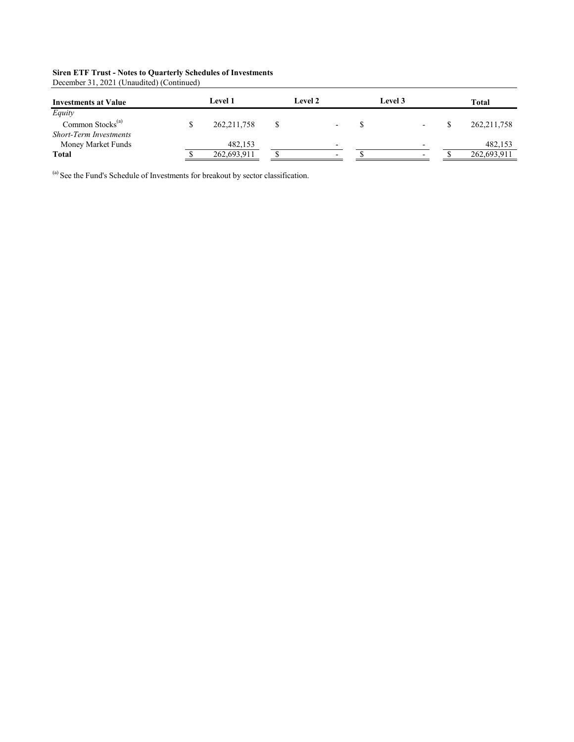**Siren ETF Trust - Notes to Quarterly Schedules of Investments**
December 31, 2021 (Unaudited) (Continued)

| Investments at Value | Level 1 | Level 2 | Level 3 | Total |
|---|---|---|---|---|
| *Equity* | | | | |
| Common Stocks[(a)] | $ 262,211,758 | $ - | $ - | $ 262,211,758 |
| *Short-Term Investments* | | | | |
| Money Market Funds | 482,153 | - | - | 482,153 |
| **Total** | $ 262,693,911 | $ - | $ - | $ 262,693,911 |

[(a)] See the Fund's Schedule of Investments for breakout by sector classification.